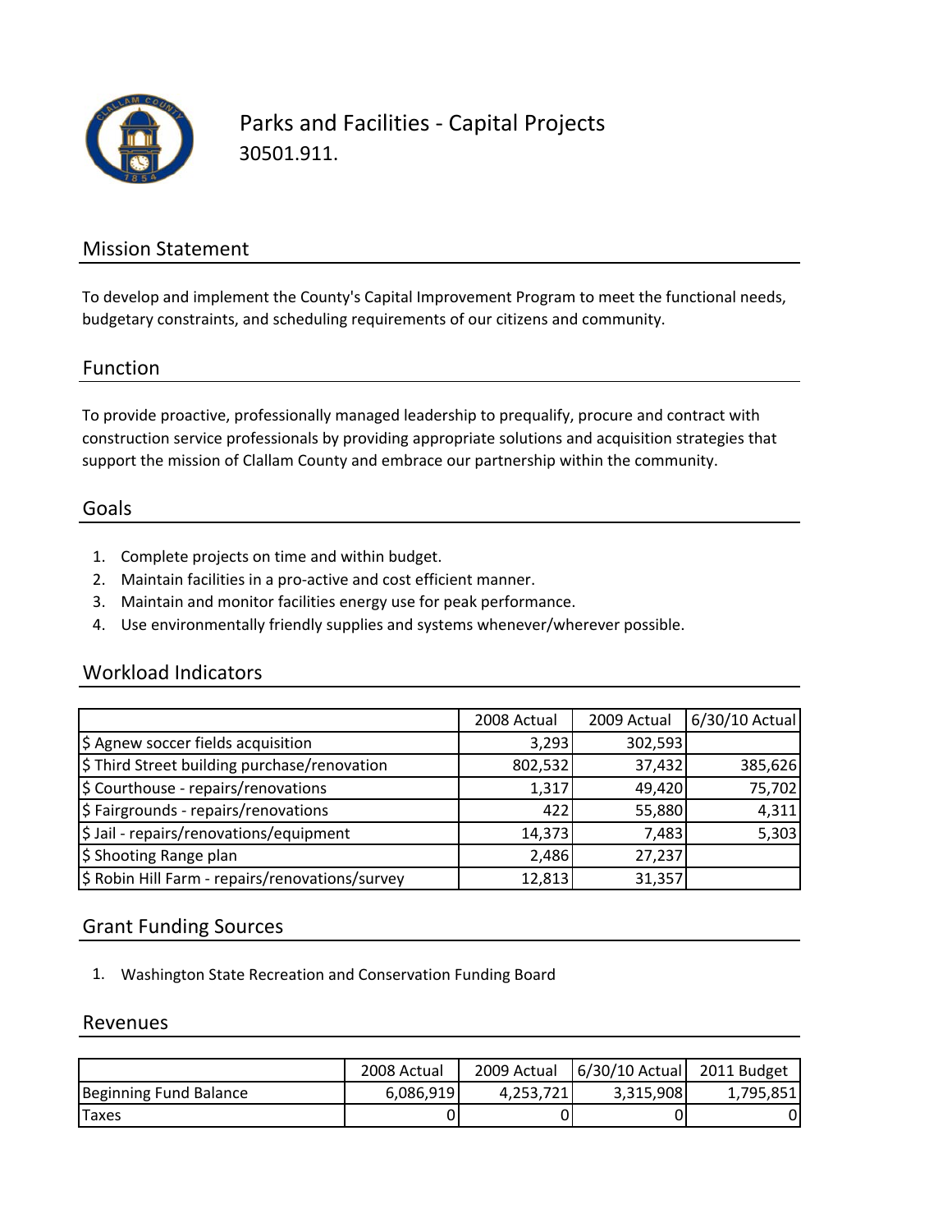# Parks and Facilities - Capital Projects

30501.911.

## Mission Statement

To develop and implement the County's Capital Improvement Program to meet the functional needs, budgetary constraints, and scheduling requirements of our citizens and community.

## Function

To provide proactive, professionally managed leadership to prequalify, procure and contract with construction service professionals by providing appropriate solutions and acquisition strategies that support the mission of Clallam County and embrace our partnership within the community.

## Goals

1. Complete projects on time and within budget.
2. Maintain facilities in a pro-active and cost efficient manner.
3. Maintain and monitor facilities energy use for peak performance.
4. Use environmentally friendly supplies and systems whenever/wherever possible.

## Workload Indicators

| | 2008 Actual | 2009 Actual | 6/30/10 Actual |
|---|---|---|---|
| $ Agnew soccer fields acquisition | 3,293 | 302,593 | |
| $ Third Street building purchase/renovation | 802,532 | 37,432 | 385,626 |
| $ Courthouse - repairs/renovations | 1,317 | 49,420 | 75,702 |
| $ Fairgrounds - repairs/renovations | 422 | 55,880 | 4,311 |
| $ Jail - repairs/renovations/equipment | 14,373 | 7,483 | 5,303 |
| $ Shooting Range plan | 2,486 | 27,237 | |
| $ Robin Hill Farm - repairs/renovations/survey | 12,813 | 31,357 | |

## Grant Funding Sources

1. Washington State Recreation and Conservation Funding Board

## Revenues

| | 2008 Actual | 2009 Actual | 6/30/10 Actual | 2011 Budget |
|---|---|---|---|---|
| Beginning Fund Balance | 6,086,919 | 4,253,721 | 3,315,908 | 1,795,851 |
| Taxes | 0 | 0 | 0 | 0 |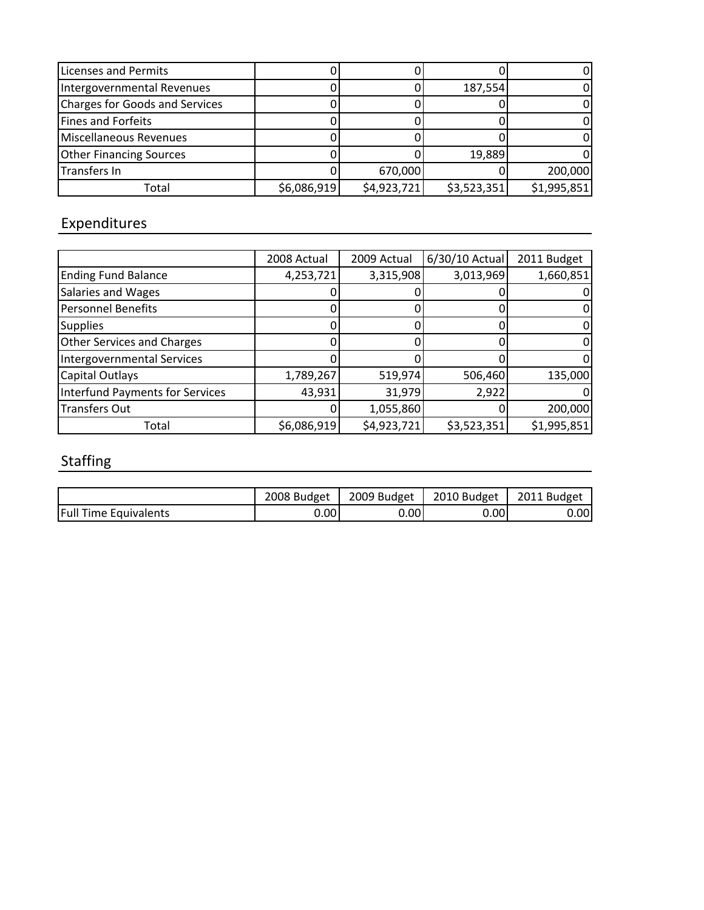| | | | | |
|---|---|---|---|---|
| Licenses and Permits | 0 | 0 | 0 | 0 |
| Intergovernmental Revenues | 0 | 0 | 187,554 | 0 |
| Charges for Goods and Services | 0 | 0 | 0 | 0 |
| Fines and Forfeits | 0 | 0 | 0 | 0 |
| Miscellaneous Revenues | 0 | 0 | 0 | 0 |
| Other Financing Sources | 0 | 0 | 19,889 | 0 |
| Transfers In | 0 | 670,000 | 0 | 200,000 |
| Total | $6,086,919 | $4,923,721 | $3,523,351 | $1,995,851 |

## Expenditures

| | 2008 Actual | 2009 Actual | 6/30/10 Actual | 2011 Budget |
|---|---|---|---|---|
| Ending Fund Balance | 4,253,721 | 3,315,908 | 3,013,969 | 1,660,851 |
| Salaries and Wages | 0 | 0 | 0 | 0 |
| Personnel Benefits | 0 | 0 | 0 | 0 |
| Supplies | 0 | 0 | 0 | 0 |
| Other Services and Charges | 0 | 0 | 0 | 0 |
| Intergovernmental Services | 0 | 0 | 0 | 0 |
| Capital Outlays | 1,789,267 | 519,974 | 506,460 | 135,000 |
| Interfund Payments for Services | 43,931 | 31,979 | 2,922 | 0 |
| Transfers Out | 0 | 1,055,860 | 0 | 200,000 |
| Total | $6,086,919 | $4,923,721 | $3,523,351 | $1,995,851 |

## Staffing

| | 2008 Budget | 2009 Budget | 2010 Budget | 2011 Budget |
|---|---|---|---|---|
| Full Time Equivalents | 0.00 | 0.00 | 0.00 | 0.00 |